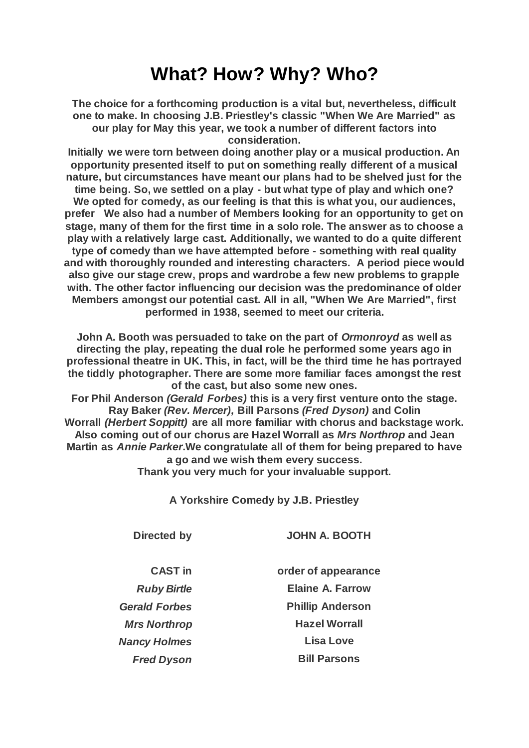# What? How? Why? Who?

**The choice for a forthcoming production is a vital but, nevertheless, difficult one to make. In choosing J.B. Priestley's classic "When We Are Married" as our play for May this year, we took a number of different factors into consideration.**

**Initially we were torn between doing another play or a musical production. An opportunity presented itself to put on something really different of a musical nature, but circumstances have meant our plans had to be shelved just for the time being. So, we settled on a play - but what type of play and which one? We opted for comedy, as our feeling is that this is what you, our audiences, prefer  We also had a number of Members looking for an opportunity to get on stage, many of them for the first time in a solo role. The answer as to choose a play with a relatively large cast. Additionally, we wanted to do a quite different type of comedy than we have attempted before - something with real quality and with thoroughly rounded and interesting characters.  A period piece would also give our stage crew, props and wardrobe a few new problems to grapple with. The other factor influencing our decision was the predominance of older Members amongst our potential cast. All in all, "When We Are Married", first performed in 1938, seemed to meet our criteria.**

**John A. Booth was persuaded to take on the part of *Ormonroyd* as well as directing the play, repeating the dual role he performed some years ago in professional theatre in UK. This, in fact, will be the third time he has portrayed the tiddly photographer. There are some more familiar faces amongst the rest of the cast, but also some new ones.**

**For Phil Anderson *(Gerald Forbes)* this is a very first venture onto the stage. Ray Baker *(Rev. Mercer),* Bill Parsons *(Fred Dyson)* and Colin Worrall *(Herbert Soppitt)* are all more familiar with chorus and backstage work. Also coming out of our chorus are Hazel Worrall as *Mrs Northrop* and Jean Martin as *Annie Parker*.We congratulate all of them for being prepared to have a go and we wish them every success.**

**Thank you very much for your invaluable support.**

**A Yorkshire Comedy by J.B. Priestley**

| **Directed by** | **JOHN A. BOOTH** |
|---|---|
| **CAST in** | **order of appearance** |
| ***Ruby Birtle*** | **Elaine A. Farrow** |
| ***Gerald Forbes*** | **Phillip Anderson** |
| ***Mrs Northrop*** | **Hazel Worrall** |
| ***Nancy Holmes*** | **Lisa Love** |
| ***Fred Dyson*** | **Bill Parsons** |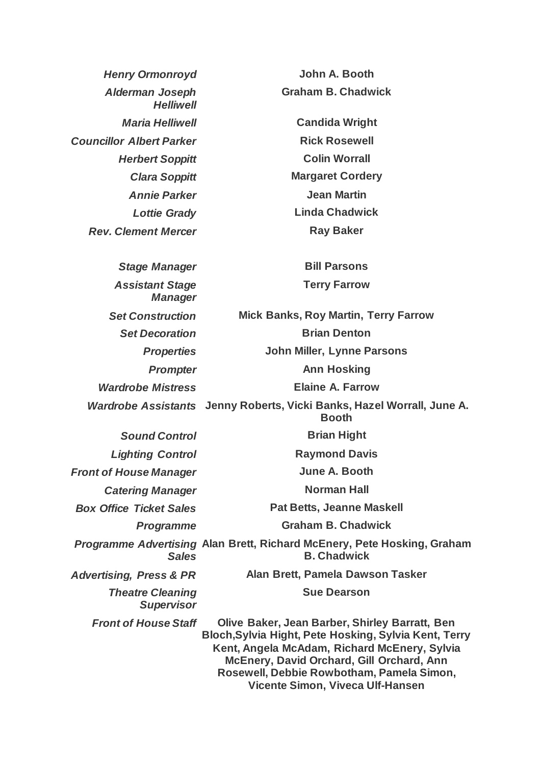| | |
|---|---|
| *Henry Ormonroyd* | **John A. Booth** |
| *Alderman Joseph Helliwell* | **Graham B. Chadwick** |
| *Maria Helliwell* | **Candida Wright** |
| *Councillor Albert Parker* | **Rick Rosewell** |
| *Herbert Soppitt* | **Colin Worrall** |
| *Clara Soppitt* | **Margaret Cordery** |
| *Annie Parker* | **Jean Martin** |
| *Lottie Grady* | **Linda Chadwick** |
| *Rev. Clement Mercer* | **Ray Baker** |

| | |
|---|---|
| *Stage Manager* | **Bill Parsons** |
| *Assistant Stage Manager* | **Terry Farrow** |
| *Set Construction* | **Mick Banks, Roy Martin, Terry Farrow** |
| *Set Decoration* | **Brian Denton** |
| *Properties* | **John Miller, Lynne Parsons** |
| *Prompter* | **Ann Hosking** |
| *Wardrobe Mistress* | **Elaine A. Farrow** |
| *Wardrobe Assistants* | **Jenny Roberts, Vicki Banks, Hazel Worrall, June A. Booth** |
| *Sound Control* | **Brian Hight** |
| *Lighting Control* | **Raymond Davis** |
| *Front of House Manager* | **June A. Booth** |
| *Catering Manager* | **Norman Hall** |
| *Box Office Ticket Sales* | **Pat Betts, Jeanne Maskell** |
| *Programme* | **Graham B. Chadwick** |
| *Programme Advertising Sales* | **Alan Brett, Richard McEnery, Pete Hosking, Graham B. Chadwick** |
| *Advertising, Press & PR* | **Alan Brett, Pamela Dawson Tasker** |
| *Theatre Cleaning Supervisor* | **Sue Dearson** |
| *Front of House Staff* | **Olive Baker, Jean Barber, Shirley Barratt, Ben Bloch, Sylvia Hight, Pete Hosking, Sylvia Kent, Terry Kent, Angela McAdam, Richard McEnery, Sylvia McEnery, David Orchard, Gill Orchard, Ann Rosewell, Debbie Rowbotham, Pamela Simon, Vicente Simon, Viveca Ulf-Hansen** |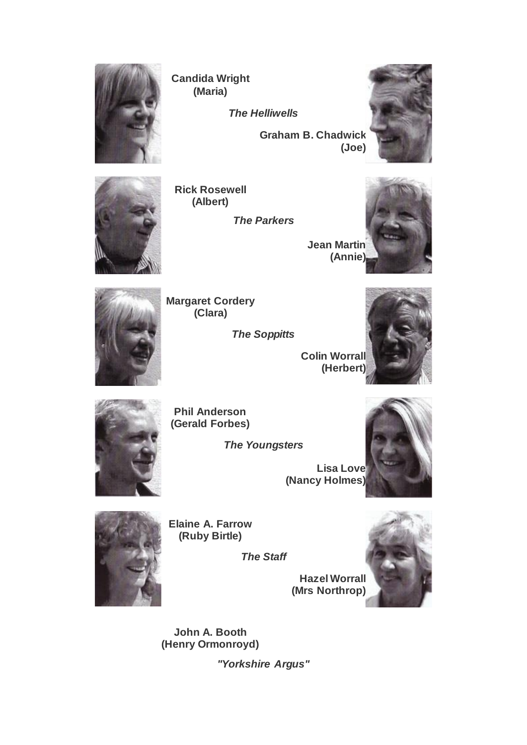**Candida Wright**
**(Maria)**

***The Helliwells***

**Graham B. Chadwick**
**(Joe)**

**Rick Rosewell**
**(Albert)**

***The Parkers***

**Jean Martin**
**(Annie)**

**Margaret Cordery**
**(Clara)**

***The Soppitts***

**Colin Worrall**
**(Herbert)**

**Phil Anderson**
**(Gerald Forbes)**

***The Youngsters***

**Lisa Love**
**(Nancy Holmes)**

**Elaine A. Farrow**
**(Ruby Birtle)**

***The Staff***

**Hazel Worrall**
**(Mrs Northrop)**

**John A. Booth**
**(Henry Ormonroyd)**

***"Yorkshire Argus"***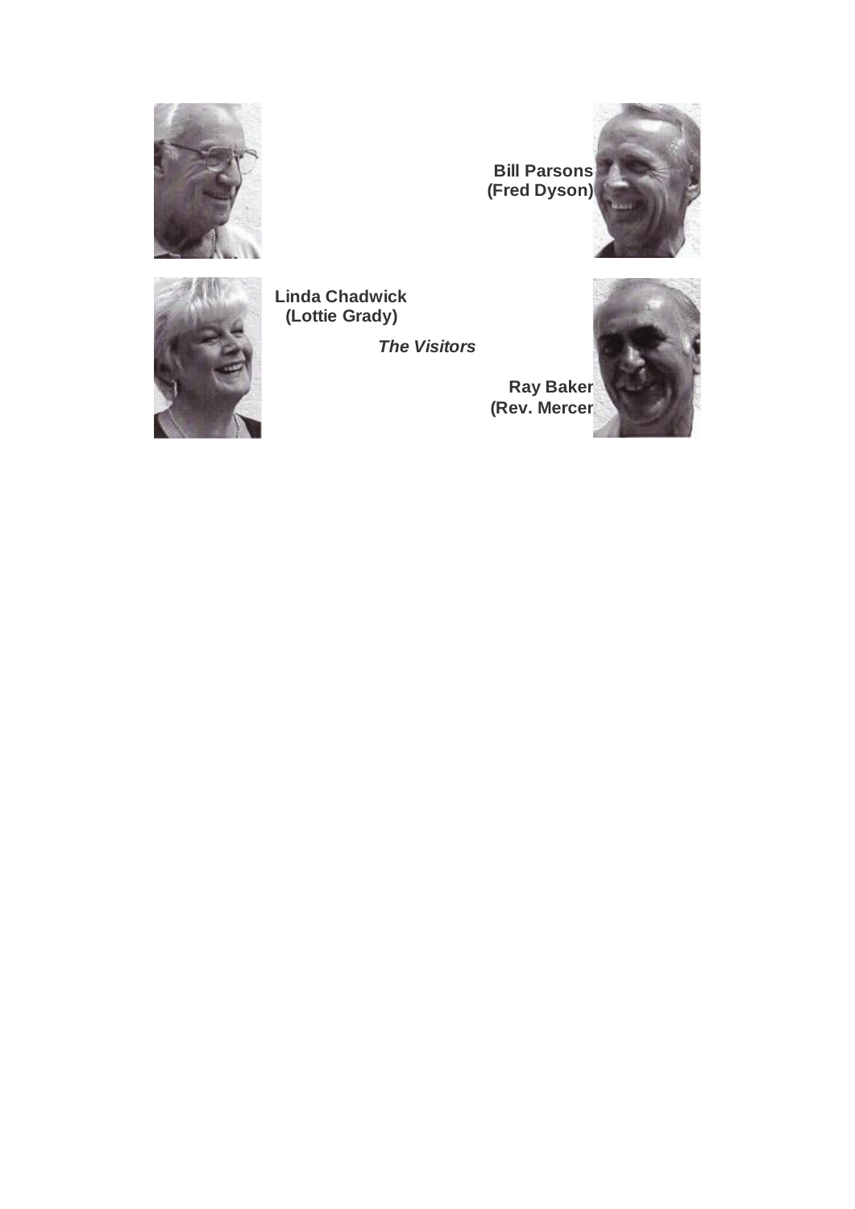Bill Parsons
(Fred Dyson)

Linda Chadwick
(Lottie Grady)

*The Visitors*

Ray Baker
(Rev. Mercer